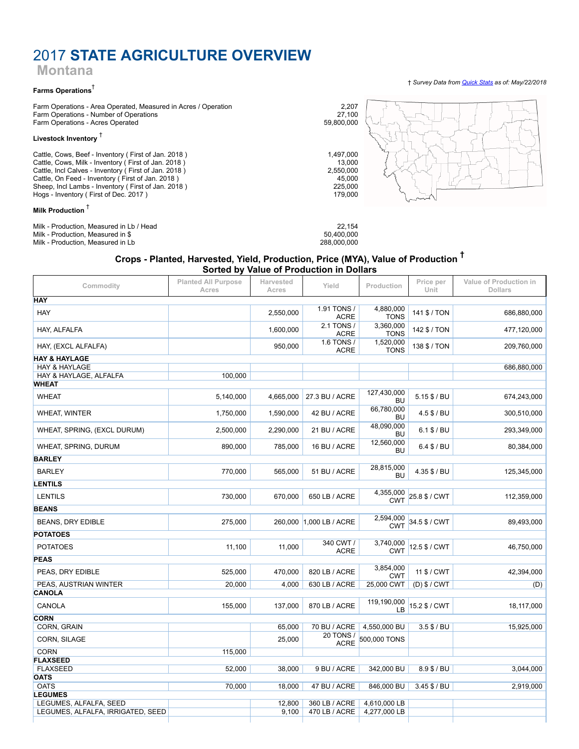# 2017 **STATE AGRICULTURE OVERVIEW**

## Montana

† *Survey Data from Quick Stats as of: May/22/2018*

### Farms Operations†

| | |
|---|---|
| Farm Operations - Area Operated, Measured in Acres / Operation | 2,207 |
| Farm Operations - Number of Operations | 27,100 |
| Farm Operations - Acres Operated | 59,800,000 |

### Livestock Inventory †

| | |
|---|---|
| Cattle, Cows, Beef - Inventory ( First of Jan. 2018 ) | 1,497,000 |
| Cattle, Cows, Milk - Inventory ( First of Jan. 2018 ) | 13,000 |
| Cattle, Incl Calves - Inventory ( First of Jan. 2018 ) | 2,550,000 |
| Cattle, On Feed - Inventory ( First of Jan. 2018 ) | 45,000 |
| Sheep, Incl Lambs - Inventory ( First of Jan. 2018 ) | 225,000 |
| Hogs - Inventory ( First of Dec. 2017 ) | 179,000 |

### Milk Production †

| | |
|---|---|
| Milk - Production, Measured in Lb / Head | 22,154 |
| Milk - Production, Measured in $ | 50,400,000 |
| Milk - Production, Measured in Lb | 288,000,000 |

### Crops - Planted, Harvested, Yield, Production, Price (MYA), Value of Production †
### Sorted by Value of Production in Dollars

| Commodity | Planted All Purpose Acres | Harvested Acres | Yield | Production | Price per Unit | Value of Production in Dollars |
|---|---|---|---|---|---|---|
| **HAY** | | | | | | |
| HAY | | 2,550,000 | 1.91 TONS / ACRE | 4,880,000 TONS | 141 $ / TON | 686,880,000 |
| HAY, ALFALFA | | 1,600,000 | 2.1 TONS / ACRE | 3,360,000 TONS | 142 $ / TON | 477,120,000 |
| HAY, (EXCL ALFALFA) | | 950,000 | 1.6 TONS / ACRE | 1,520,000 TONS | 138 $ / TON | 209,760,000 |
| **HAY & HAYLAGE** | | | | | | |
| HAY & HAYLAGE | | | | | | 686,880,000 |
| HAY & HAYLAGE, ALFALFA | 100,000 | | | | | |
| **WHEAT** | | | | | | |
| WHEAT | 5,140,000 | 4,665,000 | 27.3 BU / ACRE | 127,430,000 BU | 5.15 $ / BU | 674,243,000 |
| WHEAT, WINTER | 1,750,000 | 1,590,000 | 42 BU / ACRE | 66,780,000 BU | 4.5 $ / BU | 300,510,000 |
| WHEAT, SPRING, (EXCL DURUM) | 2,500,000 | 2,290,000 | 21 BU / ACRE | 48,090,000 BU | 6.1 $ / BU | 293,349,000 |
| WHEAT, SPRING, DURUM | 890,000 | 785,000 | 16 BU / ACRE | 12,560,000 BU | 6.4 $ / BU | 80,384,000 |
| **BARLEY** | | | | | | |
| BARLEY | 770,000 | 565,000 | 51 BU / ACRE | 28,815,000 BU | 4.35 $ / BU | 125,345,000 |
| **LENTILS** | | | | | | |
| LENTILS | 730,000 | 670,000 | 650 LB / ACRE | 4,355,000 CWT | 25.8 $ / CWT | 112,359,000 |
| **BEANS** | | | | | | |
| BEANS, DRY EDIBLE | 275,000 | 260,000 | 1,000 LB / ACRE | 2,594,000 CWT | 34.5 $ / CWT | 89,493,000 |
| **POTATOES** | | | | | | |
| POTATOES | 11,100 | 11,000 | 340 CWT / ACRE | 3,740,000 CWT | 12.5 $ / CWT | 46,750,000 |
| **PEAS** | | | | | | |
| PEAS, DRY EDIBLE | 525,000 | 470,000 | 820 LB / ACRE | 3,854,000 CWT | 11 $ / CWT | 42,394,000 |
| PEAS, AUSTRIAN WINTER | 20,000 | 4,000 | 630 LB / ACRE | 25,000 CWT | (D) $ / CWT | (D) |
| **CANOLA** | | | | | | |
| CANOLA | 155,000 | 137,000 | 870 LB / ACRE | 119,190,000 LB | 15.2 $ / CWT | 18,117,000 |
| **CORN** | | | | | | |
| CORN, GRAIN | | 65,000 | 70 BU / ACRE | 4,550,000 BU | 3.5 $ / BU | 15,925,000 |
| CORN, SILAGE | | 25,000 | 20 TONS / ACRE | 500,000 TONS | | |
| CORN | 115,000 | | | | | |
| **FLAXSEED** | | | | | | |
| FLAXSEED | 52,000 | 38,000 | 9 BU / ACRE | 342,000 BU | 8.9 $ / BU | 3,044,000 |
| **OATS** | | | | | | |
| OATS | 70,000 | 18,000 | 47 BU / ACRE | 846,000 BU | 3.45 $ / BU | 2,919,000 |
| **LEGUMES** | | | | | | |
| LEGUMES, ALFALFA, SEED | | 12,800 | 360 LB / ACRE | 4,610,000 LB | | |
| LEGUMES, ALFALFA, IRRIGATED, SEED | | 9,100 | 470 LB / ACRE | 4,277,000 LB | | |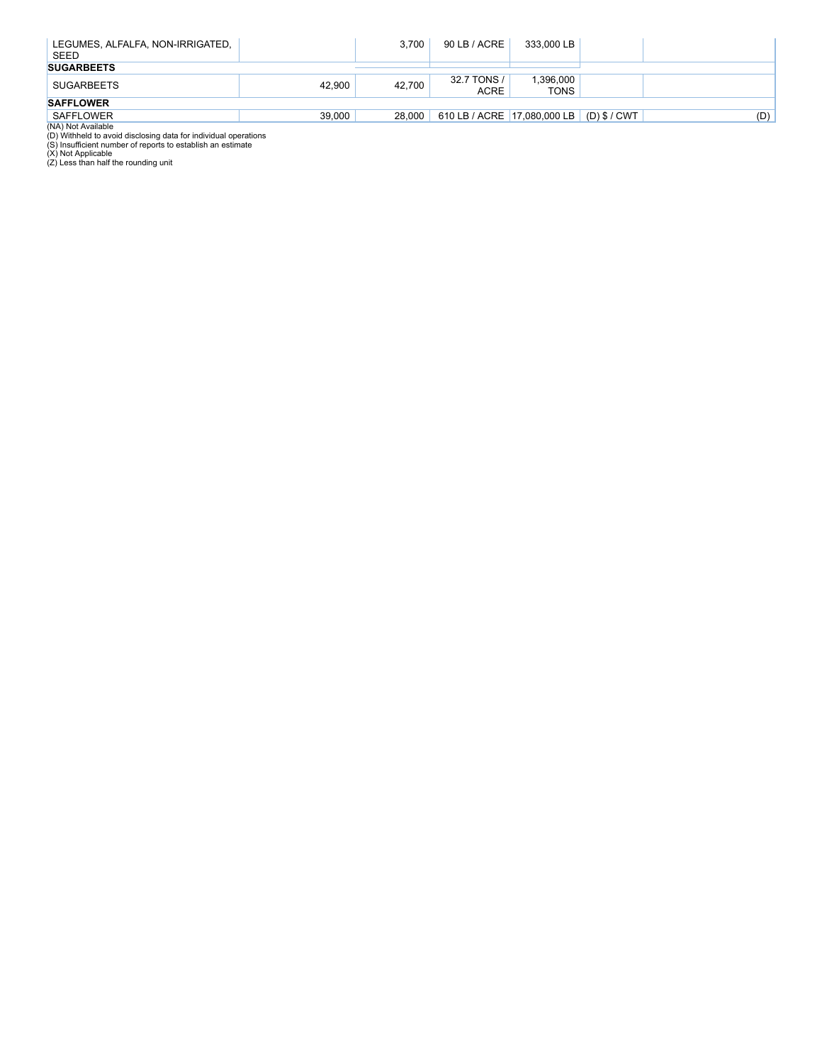| | | | | | | |
|---|---|---|---|---|---|---|
| LEGUMES, ALFALFA, NON-IRRIGATED, SEED | | 3,700 | 90 LB / ACRE | 333,000 LB | | |
| **SUGARBEETS** | | | | | | |
| SUGARBEETS | 42,900 | 42,700 | 32.7 TONS / ACRE | 1,396,000 TONS | | |
| **SAFFLOWER** | | | | | | |
| SAFFLOWER | 39,000 | 28,000 | 610 LB / ACRE | 17,080,000 LB | (D) $ / CWT | (D) |

(NA) Not Available
(D) Withheld to avoid disclosing data for individual operations
(S) Insufficient number of reports to establish an estimate
(X) Not Applicable
(Z) Less than half the rounding unit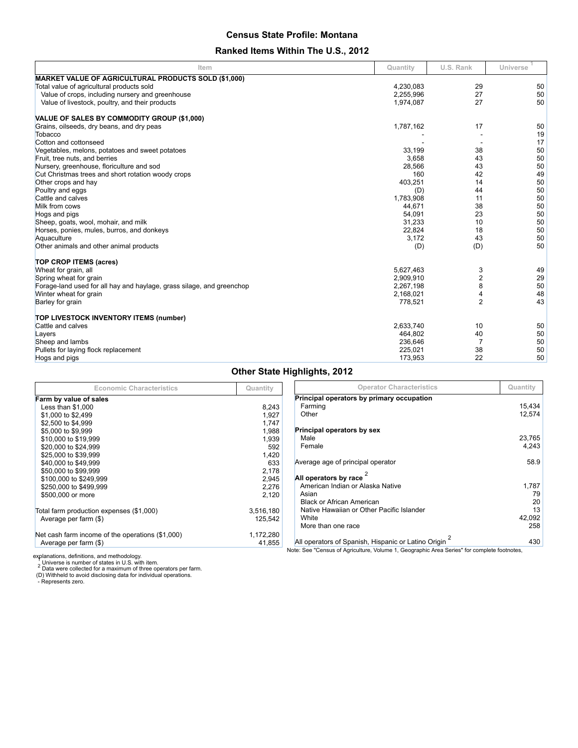## Census State Profile: Montana

### Ranked Items Within The U.S., 2012

| Item | Quantity | U.S. Rank | Universe [1] |
|---|---|---|---|
| **MARKET VALUE OF AGRICULTURAL PRODUCTS SOLD ($1,000)** | | | |
| Total value of agricultural products sold | 4,230,083 | 29 | 50 |
| Value of crops, including nursery and greenhouse | 2,255,996 | 27 | 50 |
| Value of livestock, poultry, and their products | 1,974,087 | 27 | 50 |
| **VALUE OF SALES BY COMMODITY GROUP ($1,000)** | | | |
| Grains, oilseeds, dry beans, and dry peas | 1,787,162 | 17 | 50 |
| Tobacco | - | - | 19 |
| Cotton and cottonseed | - | - | 17 |
| Vegetables, melons, potatoes and sweet potatoes | 33,199 | 38 | 50 |
| Fruit, tree nuts, and berries | 3,658 | 43 | 50 |
| Nursery, greenhouse, floriculture and sod | 28,566 | 43 | 50 |
| Cut Christmas trees and short rotation woody crops | 160 | 42 | 49 |
| Other crops and hay | 403,251 | 14 | 50 |
| Poultry and eggs | (D) | 44 | 50 |
| Cattle and calves | 1,783,908 | 11 | 50 |
| Milk from cows | 44,671 | 38 | 50 |
| Hogs and pigs | 54,091 | 23 | 50 |
| Sheep, goats, wool, mohair, and milk | 31,233 | 10 | 50 |
| Horses, ponies, mules, burros, and donkeys | 22,824 | 18 | 50 |
| Aquaculture | 3,172 | 43 | 50 |
| Other animals and other animal products | (D) | (D) | 50 |
| **TOP CROP ITEMS (acres)** | | | |
| Wheat for grain, all | 5,627,463 | 3 | 49 |
| Spring wheat for grain | 2,909,910 | 2 | 29 |
| Forage-land used for all hay and haylage, grass silage, and greenchop | 2,267,198 | 8 | 50 |
| Winter wheat for grain | 2,168,021 | 4 | 48 |
| Barley for grain | 778,521 | 2 | 43 |
| **TOP LIVESTOCK INVENTORY ITEMS (number)** | | | |
| Cattle and calves | 2,633,740 | 10 | 50 |
| Layers | 464,802 | 40 | 50 |
| Sheep and lambs | 236,646 | 7 | 50 |
| Pullets for laying flock replacement | 225,021 | 38 | 50 |
| Hogs and pigs | 173,953 | 22 | 50 |

### Other State Highlights, 2012

| Economic Characteristics | Quantity |
|---|---|
| **Farm by value of sales** | |
| Less than $1,000 | 8,243 |
| $1,000 to $2,499 | 1,927 |
| $2,500 to $4,999 | 1,747 |
| $5,000 to $9,999 | 1,988 |
| $10,000 to $19,999 | 1,939 |
| $20,000 to $24,999 | 592 |
| $25,000 to $39,999 | 1,420 |
| $40,000 to $49,999 | 633 |
| $50,000 to $99,999 | 2,178 |
| $100,000 to $249,999 | 2,945 |
| $250,000 to $499,999 | 2,276 |
| $500,000 or more | 2,120 |
| Total farm production expenses ($1,000) | 3,516,180 |
| Average per farm ($) | 125,542 |
| Net cash farm income of the operations ($1,000) | 1,172,280 |
| Average per farm ($) | 41,855 |

| Operator Characteristics | Quantity |
|---|---|
| **Principal operators by primary occupation** | |
| Farming | 15,434 |
| Other | 12,574 |
| **Principal operators by sex** | |
| Male | 23,765 |
| Female | 4,243 |
| Average age of principal operator | 58.9 |
| **All operators by race [2]** | |
| American Indian or Alaska Native | 1,787 |
| Asian | 79 |
| Black or African American | 20 |
| Native Hawaiian or Other Pacific Islander | 13 |
| White | 42,092 |
| More than one race | 258 |
| All operators of Spanish, Hispanic or Latino Origin [2] | 430 |

Note: See "Census of Agriculture, Volume 1, Geographic Area Series" for complete footnotes, explanations, definitions, and methodology.

[1] Universe is number of states in U.S. with item.
[2] Data were collected for a maximum of three operators per farm.
(D) Withheld to avoid disclosing data for individual operations.
- Represents zero.